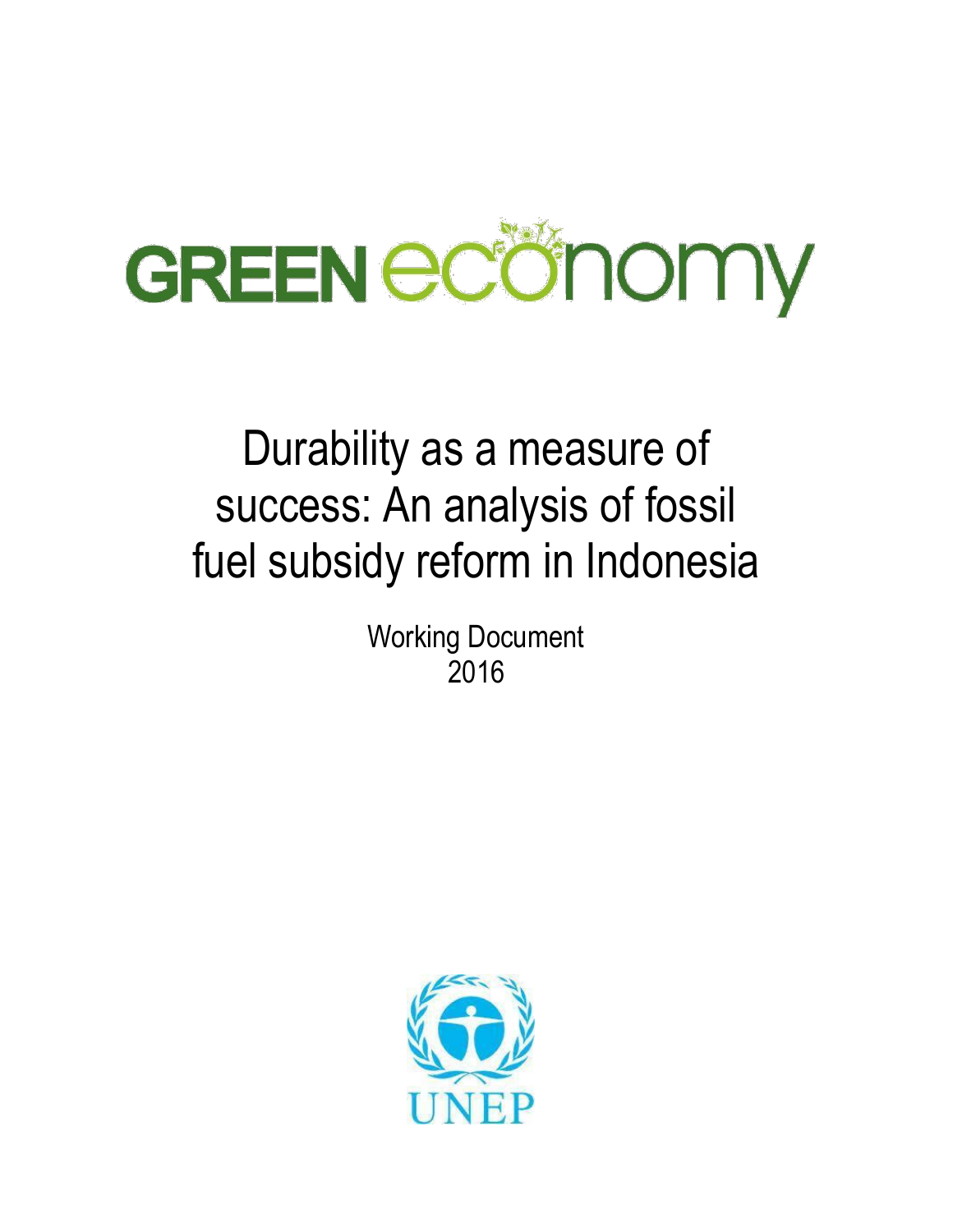GREEN economy

# Durability as a measure of success: An analysis of fossil fuel subsidy reform in Indonesia

Working Document
2016

UNEP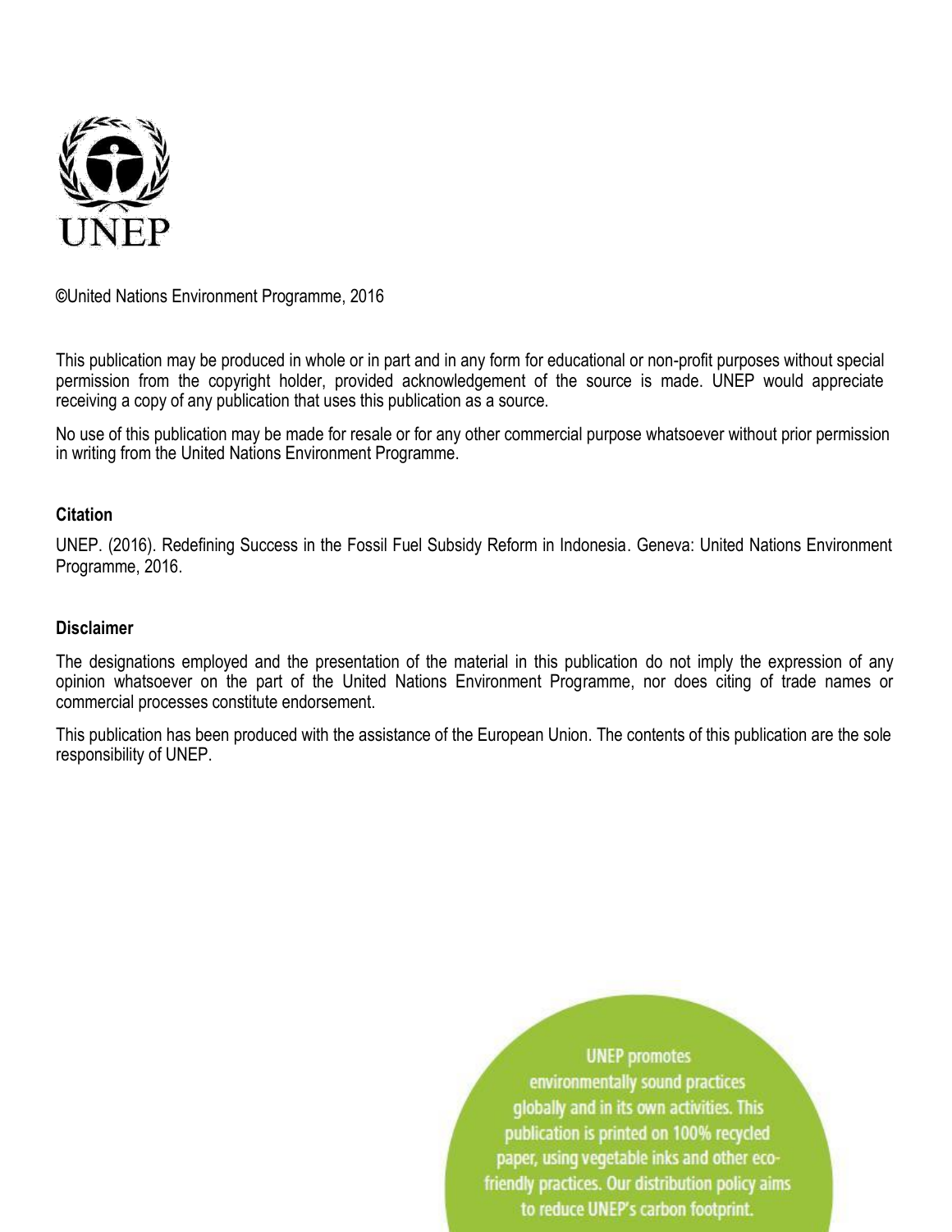UNEP

©United Nations Environment Programme, 2016

This publication may be produced in whole or in part and in any form for educational or non-profit purposes without special permission from the copyright holder, provided acknowledgement of the source is made. UNEP would appreciate receiving a copy of any publication that uses this publication as a source.

No use of this publication may be made for resale or for any other commercial purpose whatsoever without prior permission in writing from the United Nations Environment Programme.

**Citation**

UNEP. (2016). Redefining Success in the Fossil Fuel Subsidy Reform in Indonesia. Geneva: United Nations Environment Programme, 2016.

**Disclaimer**

The designations employed and the presentation of the material in this publication do not imply the expression of any opinion whatsoever on the part of the United Nations Environment Programme, nor does citing of trade names or commercial processes constitute endorsement.

This publication has been produced with the assistance of the European Union. The contents of this publication are the sole responsibility of UNEP.

UNEP promotes environmentally sound practices globally and in its own activities. This publication is printed on 100% recycled paper, using vegetable inks and other eco-friendly practices. Our distribution policy aims to reduce UNEP's carbon footprint.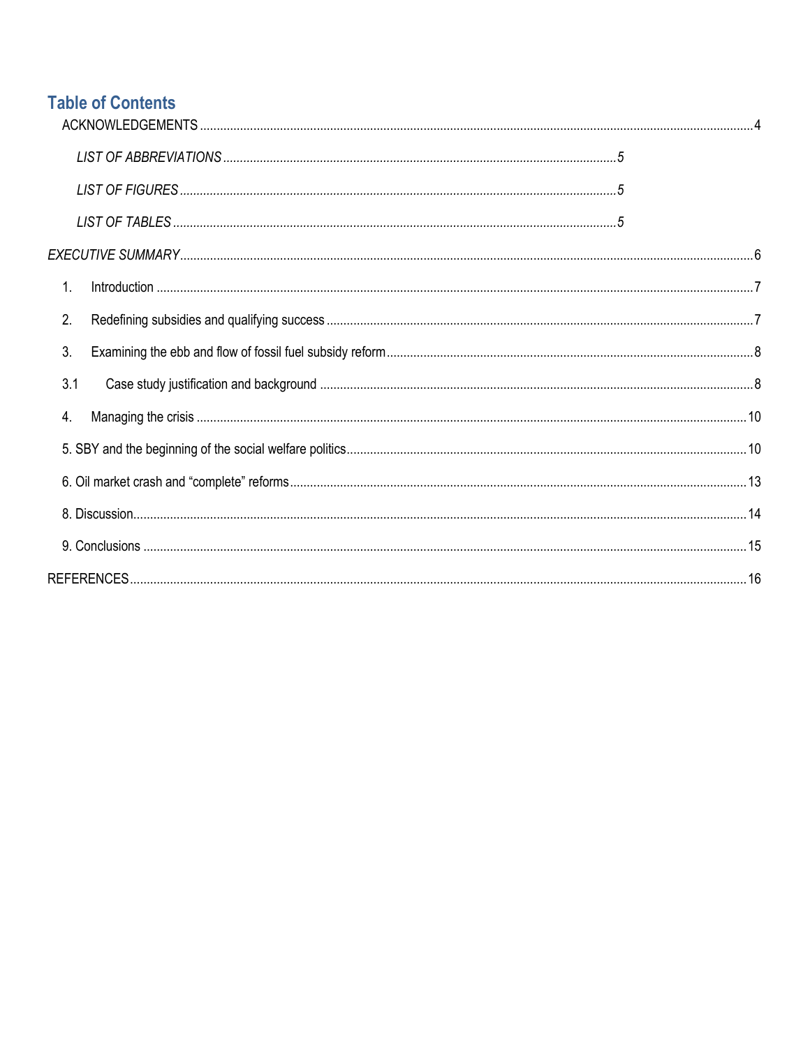## Table of Contents

ACKNOWLEDGEMENTS .......... 4

*LIST OF ABBREVIATIONS* .......... *5*

*LIST OF FIGURES* .......... *5*

*LIST OF TABLES* .......... *5*

*EXECUTIVE SUMMARY* .......... 6

1. Introduction .......... 7

2. Redefining subsidies and qualifying success .......... 7

3. Examining the ebb and flow of fossil fuel subsidy reform .......... 8

3.1 Case study justification and background .......... 8

4. Managing the crisis .......... 10

5. SBY and the beginning of the social welfare politics .......... 10

6. Oil market crash and "complete" reforms .......... 13

8. Discussion .......... 14

9. Conclusions .......... 15

REFERENCES .......... 16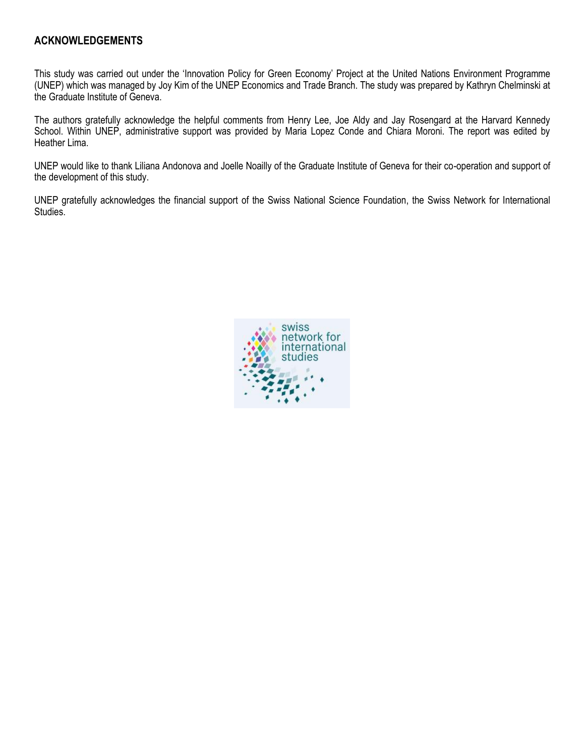## ACKNOWLEDGEMENTS

This study was carried out under the 'Innovation Policy for Green Economy' Project at the United Nations Environment Programme (UNEP) which was managed by Joy Kim of the UNEP Economics and Trade Branch. The study was prepared by Kathryn Chelminski at the Graduate Institute of Geneva.

The authors gratefully acknowledge the helpful comments from Henry Lee, Joe Aldy and Jay Rosengard at the Harvard Kennedy School. Within UNEP, administrative support was provided by Maria Lopez Conde and Chiara Moroni. The report was edited by Heather Lima.

UNEP would like to thank Liliana Andonova and Joelle Noailly of the Graduate Institute of Geneva for their co-operation and support of the development of this study.

UNEP gratefully acknowledges the financial support of the Swiss National Science Foundation, the Swiss Network for International Studies.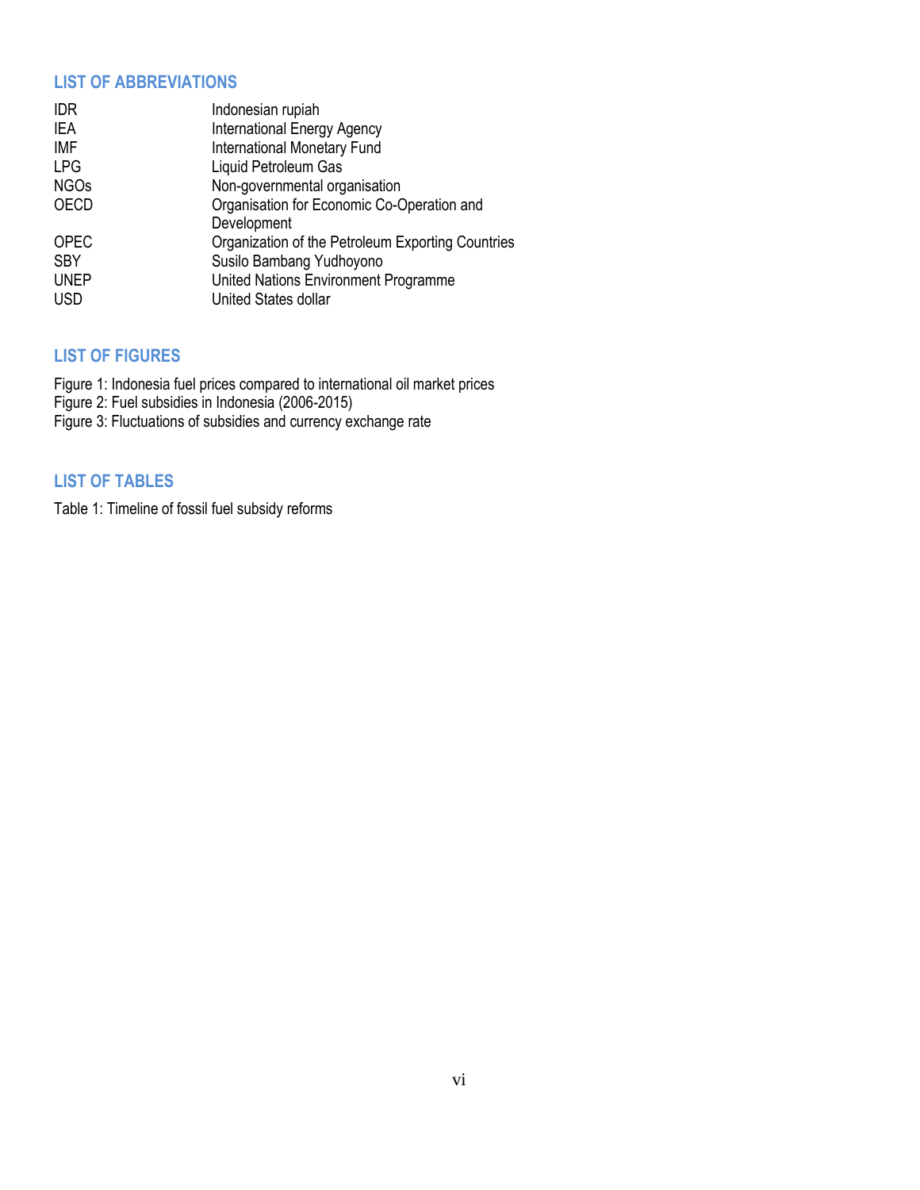## LIST OF ABBREVIATIONS

| | |
|---|---|
| IDR | Indonesian rupiah |
| IEA | International Energy Agency |
| IMF | International Monetary Fund |
| LPG | Liquid Petroleum Gas |
| NGOs | Non-governmental organisation |
| OECD | Organisation for Economic Co-Operation and Development |
| OPEC | Organization of the Petroleum Exporting Countries |
| SBY | Susilo Bambang Yudhoyono |
| UNEP | United Nations Environment Programme |
| USD | United States dollar |

## LIST OF FIGURES

Figure 1: Indonesia fuel prices compared to international oil market prices
Figure 2: Fuel subsidies in Indonesia (2006-2015)
Figure 3: Fluctuations of subsidies and currency exchange rate

## LIST OF TABLES

Table 1: Timeline of fossil fuel subsidy reforms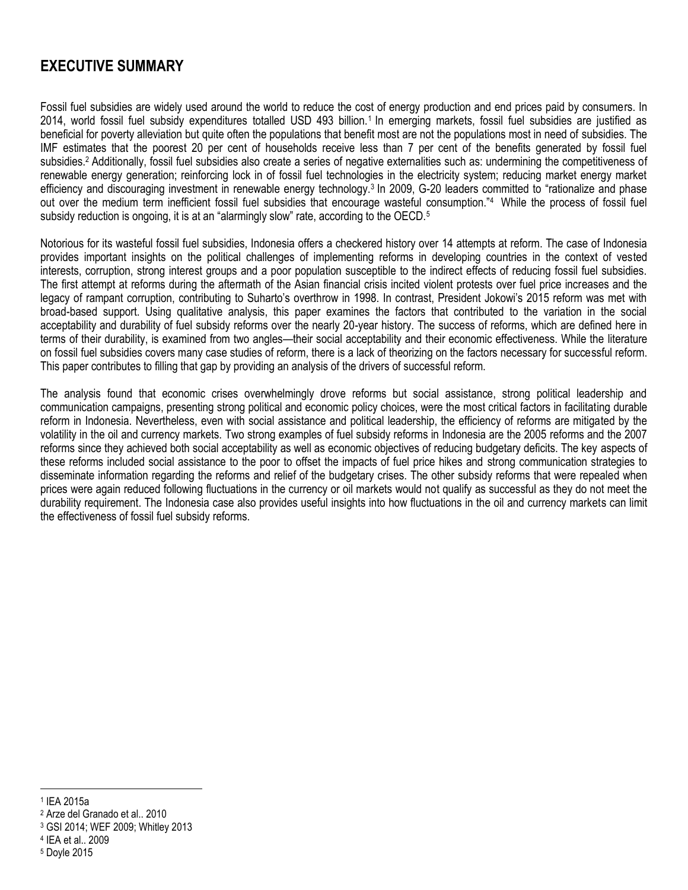# EXECUTIVE SUMMARY

Fossil fuel subsidies are widely used around the world to reduce the cost of energy production and end prices paid by consumers. In 2014, world fossil fuel subsidy expenditures totalled USD 493 billion.[1] In emerging markets, fossil fuel subsidies are justified as beneficial for poverty alleviation but quite often the populations that benefit most are not the populations most in need of subsidies. The IMF estimates that the poorest 20 per cent of households receive less than 7 per cent of the benefits generated by fossil fuel subsidies.[2] Additionally, fossil fuel subsidies also create a series of negative externalities such as: undermining the competitiveness of renewable energy generation; reinforcing lock in of fossil fuel technologies in the electricity system; reducing market energy market efficiency and discouraging investment in renewable energy technology.[3] In 2009, G-20 leaders committed to "rationalize and phase out over the medium term inefficient fossil fuel subsidies that encourage wasteful consumption."[4] While the process of fossil fuel subsidy reduction is ongoing, it is at an "alarmingly slow" rate, according to the OECD.[5]

Notorious for its wasteful fossil fuel subsidies, Indonesia offers a checkered history over 14 attempts at reform. The case of Indonesia provides important insights on the political challenges of implementing reforms in developing countries in the context of vested interests, corruption, strong interest groups and a poor population susceptible to the indirect effects of reducing fossil fuel subsidies. The first attempt at reforms during the aftermath of the Asian financial crisis incited violent protests over fuel price increases and the legacy of rampant corruption, contributing to Suharto's overthrow in 1998. In contrast, President Jokowi's 2015 reform was met with broad-based support. Using qualitative analysis, this paper examines the factors that contributed to the variation in the social acceptability and durability of fuel subsidy reforms over the nearly 20-year history. The success of reforms, which are defined here in terms of their durability, is examined from two angles—their social acceptability and their economic effectiveness. While the literature on fossil fuel subsidies covers many case studies of reform, there is a lack of theorizing on the factors necessary for successful reform. This paper contributes to filling that gap by providing an analysis of the drivers of successful reform.

The analysis found that economic crises overwhelmingly drove reforms but social assistance, strong political leadership and communication campaigns, presenting strong political and economic policy choices, were the most critical factors in facilitating durable reform in Indonesia. Nevertheless, even with social assistance and political leadership, the efficiency of reforms are mitigated by the volatility in the oil and currency markets. Two strong examples of fuel subsidy reforms in Indonesia are the 2005 reforms and the 2007 reforms since they achieved both social acceptability as well as economic objectives of reducing budgetary deficits. The key aspects of these reforms included social assistance to the poor to offset the impacts of fuel price hikes and strong communication strategies to disseminate information regarding the reforms and relief of the budgetary crises. The other subsidy reforms that were repealed when prices were again reduced following fluctuations in the currency or oil markets would not qualify as successful as they do not meet the durability requirement. The Indonesia case also provides useful insights into how fluctuations in the oil and currency markets can limit the effectiveness of fossil fuel subsidy reforms.

---

[1] IEA 2015a

[2] Arze del Granado et al.. 2010

[3] GSI 2014; WEF 2009; Whitley 2013

[4] IEA et al.. 2009

[5] Doyle 2015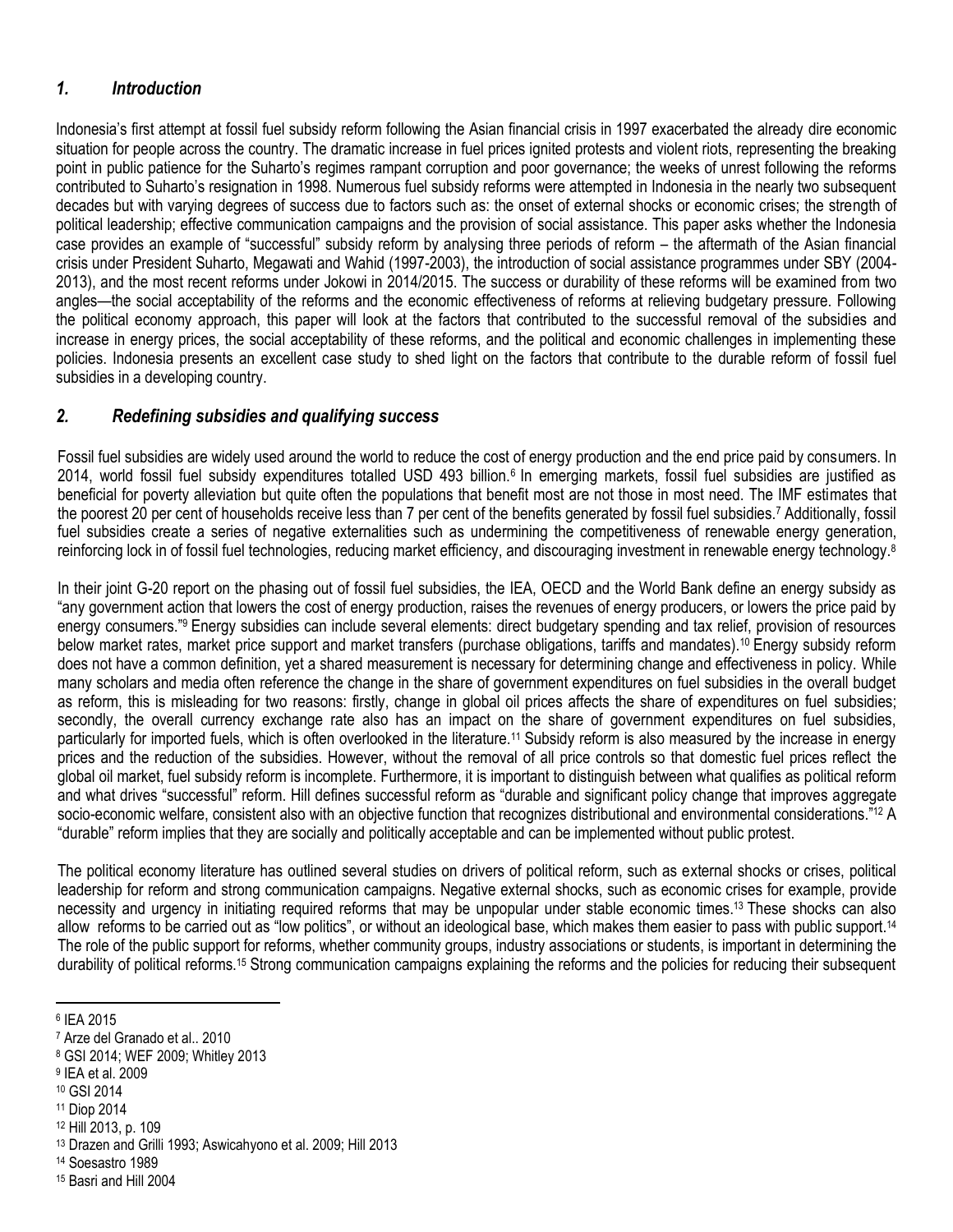## *1. Introduction*

Indonesia's first attempt at fossil fuel subsidy reform following the Asian financial crisis in 1997 exacerbated the already dire economic situation for people across the country. The dramatic increase in fuel prices ignited protests and violent riots, representing the breaking point in public patience for the Suharto's regimes rampant corruption and poor governance; the weeks of unrest following the reforms contributed to Suharto's resignation in 1998. Numerous fuel subsidy reforms were attempted in Indonesia in the nearly two subsequent decades but with varying degrees of success due to factors such as: the onset of external shocks or economic crises; the strength of political leadership; effective communication campaigns and the provision of social assistance. This paper asks whether the Indonesia case provides an example of "successful" subsidy reform by analysing three periods of reform – the aftermath of the Asian financial crisis under President Suharto, Megawati and Wahid (1997-2003), the introduction of social assistance programmes under SBY (2004-2013), and the most recent reforms under Jokowi in 2014/2015. The success or durability of these reforms will be examined from two angles—the social acceptability of the reforms and the economic effectiveness of reforms at relieving budgetary pressure. Following the political economy approach, this paper will look at the factors that contributed to the successful removal of the subsidies and increase in energy prices, the social acceptability of these reforms, and the political and economic challenges in implementing these policies. Indonesia presents an excellent case study to shed light on the factors that contribute to the durable reform of fossil fuel subsidies in a developing country.

## *2. Redefining subsidies and qualifying success*

Fossil fuel subsidies are widely used around the world to reduce the cost of energy production and the end price paid by consumers. In 2014, world fossil fuel subsidy expenditures totalled USD 493 billion.[6] In emerging markets, fossil fuel subsidies are justified as beneficial for poverty alleviation but quite often the populations that benefit most are not those in most need. The IMF estimates that the poorest 20 per cent of households receive less than 7 per cent of the benefits generated by fossil fuel subsidies.[7] Additionally, fossil fuel subsidies create a series of negative externalities such as undermining the competitiveness of renewable energy generation, reinforcing lock in of fossil fuel technologies, reducing market efficiency, and discouraging investment in renewable energy technology.[8]

In their joint G-20 report on the phasing out of fossil fuel subsidies, the IEA, OECD and the World Bank define an energy subsidy as "any government action that lowers the cost of energy production, raises the revenues of energy producers, or lowers the price paid by energy consumers."[9] Energy subsidies can include several elements: direct budgetary spending and tax relief, provision of resources below market rates, market price support and market transfers (purchase obligations, tariffs and mandates).[10] Energy subsidy reform does not have a common definition, yet a shared measurement is necessary for determining change and effectiveness in policy. While many scholars and media often reference the change in the share of government expenditures on fuel subsidies in the overall budget as reform, this is misleading for two reasons: firstly, change in global oil prices affects the share of expenditures on fuel subsidies; secondly, the overall currency exchange rate also has an impact on the share of government expenditures on fuel subsidies, particularly for imported fuels, which is often overlooked in the literature.[11] Subsidy reform is also measured by the increase in energy prices and the reduction of the subsidies. However, without the removal of all price controls so that domestic fuel prices reflect the global oil market, fuel subsidy reform is incomplete. Furthermore, it is important to distinguish between what qualifies as political reform and what drives "successful" reform. Hill defines successful reform as "durable and significant policy change that improves aggregate socio-economic welfare, consistent also with an objective function that recognizes distributional and environmental considerations."[12] A "durable" reform implies that they are socially and politically acceptable and can be implemented without public protest.

The political economy literature has outlined several studies on drivers of political reform, such as external shocks or crises, political leadership for reform and strong communication campaigns. Negative external shocks, such as economic crises for example, provide necessity and urgency in initiating required reforms that may be unpopular under stable economic times.[13] These shocks can also allow reforms to be carried out as "low politics", or without an ideological base, which makes them easier to pass with public support.[14] The role of the public support for reforms, whether community groups, industry associations or students, is important in determining the durability of political reforms.[15] Strong communication campaigns explaining the reforms and the policies for reducing their subsequent

---

[6] IEA 2015
[7] Arze del Granado et al.. 2010
[8] GSI 2014; WEF 2009; Whitley 2013
[9] IEA et al. 2009
[10] GSI 2014
[11] Diop 2014
[12] Hill 2013, p. 109
[13] Drazen and Grilli 1993; Aswicahyono et al. 2009; Hill 2013
[14] Soesastro 1989
[15] Basri and Hill 2004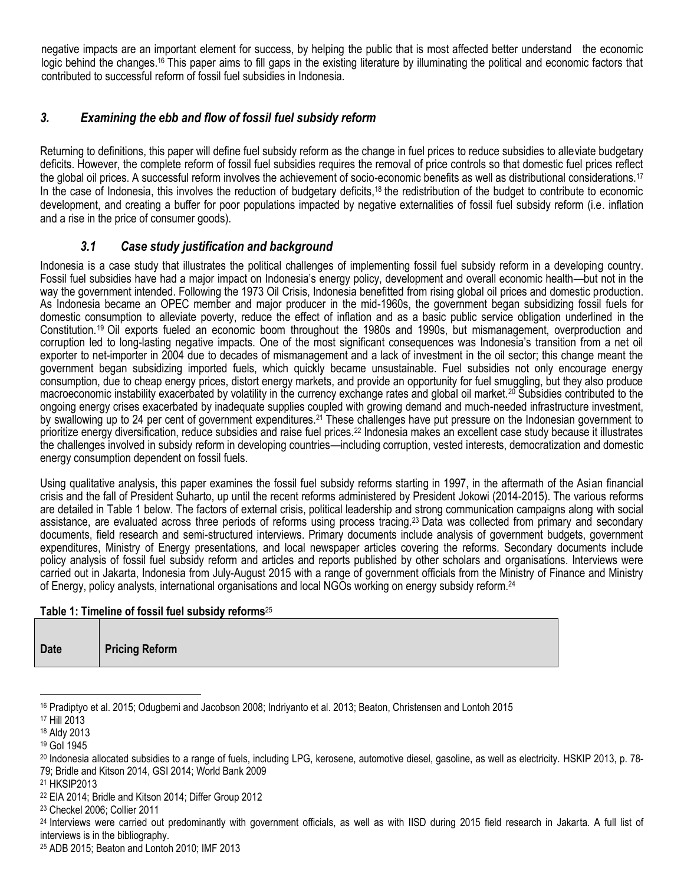negative impacts are an important element for success, by helping the public that is most affected better understand the economic logic behind the changes.[16] This paper aims to fill gaps in the existing literature by illuminating the political and economic factors that contributed to successful reform of fossil fuel subsidies in Indonesia.

## *3. Examining the ebb and flow of fossil fuel subsidy reform*

Returning to definitions, this paper will define fuel subsidy reform as the change in fuel prices to reduce subsidies to alleviate budgetary deficits. However, the complete reform of fossil fuel subsidies requires the removal of price controls so that domestic fuel prices reflect the global oil prices. A successful reform involves the achievement of socio-economic benefits as well as distributional considerations.[17] In the case of Indonesia, this involves the reduction of budgetary deficits,[18] the redistribution of the budget to contribute to economic development, and creating a buffer for poor populations impacted by negative externalities of fossil fuel subsidy reform (i.e. inflation and a rise in the price of consumer goods).

### *3.1 Case study justification and background*

Indonesia is a case study that illustrates the political challenges of implementing fossil fuel subsidy reform in a developing country. Fossil fuel subsidies have had a major impact on Indonesia's energy policy, development and overall economic health—but not in the way the government intended. Following the 1973 Oil Crisis, Indonesia benefitted from rising global oil prices and domestic production. As Indonesia became an OPEC member and major producer in the mid-1960s, the government began subsidizing fossil fuels for domestic consumption to alleviate poverty, reduce the effect of inflation and as a basic public service obligation underlined in the Constitution.[19] Oil exports fueled an economic boom throughout the 1980s and 1990s, but mismanagement, overproduction and corruption led to long-lasting negative impacts. One of the most significant consequences was Indonesia's transition from a net oil exporter to net-importer in 2004 due to decades of mismanagement and a lack of investment in the oil sector; this change meant the government began subsidizing imported fuels, which quickly became unsustainable. Fuel subsidies not only encourage energy consumption, due to cheap energy prices, distort energy markets, and provide an opportunity for fuel smuggling, but they also produce macroeconomic instability exacerbated by volatility in the currency exchange rates and global oil market.[20] Subsidies contributed to the ongoing energy crises exacerbated by inadequate supplies coupled with growing demand and much-needed infrastructure investment, by swallowing up to 24 per cent of government expenditures.[21] These challenges have put pressure on the Indonesian government to prioritize energy diversification, reduce subsidies and raise fuel prices.[22] Indonesia makes an excellent case study because it illustrates the challenges involved in subsidy reform in developing countries—including corruption, vested interests, democratization and domestic energy consumption dependent on fossil fuels.

Using qualitative analysis, this paper examines the fossil fuel subsidy reforms starting in 1997, in the aftermath of the Asian financial crisis and the fall of President Suharto, up until the recent reforms administered by President Jokowi (2014-2015). The various reforms are detailed in Table 1 below. The factors of external crisis, political leadership and strong communication campaigns along with social assistance, are evaluated across three periods of reforms using process tracing.[23] Data was collected from primary and secondary documents, field research and semi-structured interviews. Primary documents include analysis of government budgets, government expenditures, Ministry of Energy presentations, and local newspaper articles covering the reforms. Secondary documents include policy analysis of fossil fuel subsidy reform and articles and reports published by other scholars and organisations. Interviews were carried out in Jakarta, Indonesia from July-August 2015 with a range of government officials from the Ministry of Finance and Ministry of Energy, policy analysts, international organisations and local NGOs working on energy subsidy reform.[24]

**Table 1: Timeline of fossil fuel subsidy reforms**[25]

| Date | Pricing Reform |
|---|---|

[16] Pradiptyo et al. 2015; Odugbemi and Jacobson 2008; Indriyanto et al. 2013; Beaton, Christensen and Lontoh 2015

[17] Hill 2013

[18] Aldy 2013

[19] GoI 1945

[20] Indonesia allocated subsidies to a range of fuels, including LPG, kerosene, automotive diesel, gasoline, as well as electricity. HSKIP 2013, p. 78-79; Bridle and Kitson 2014, GSI 2014; World Bank 2009

[21] HKSIP2013

[22] EIA 2014; Bridle and Kitson 2014; Differ Group 2012

[23] Checkel 2006; Collier 2011

[24] Interviews were carried out predominantly with government officials, as well as with IISD during 2015 field research in Jakarta. A full list of interviews is in the bibliography.

[25] ADB 2015; Beaton and Lontoh 2010; IMF 2013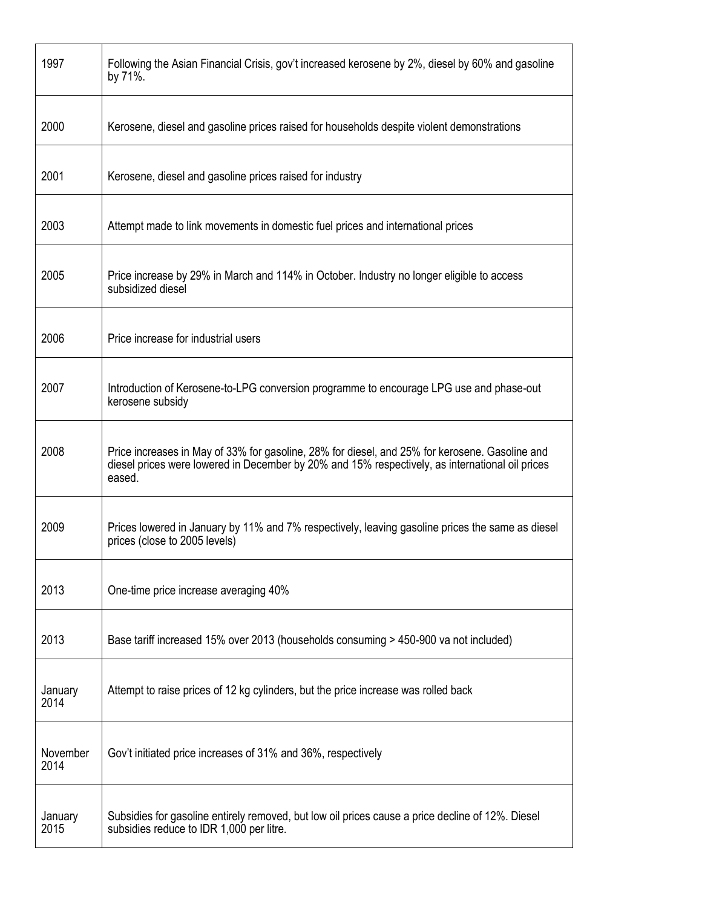| | |
|---|---|
| 1997 | Following the Asian Financial Crisis, gov't increased kerosene by 2%, diesel by 60% and gasoline by 71%. |
| 2000 | Kerosene, diesel and gasoline prices raised for households despite violent demonstrations |
| 2001 | Kerosene, diesel and gasoline prices raised for industry |
| 2003 | Attempt made to link movements in domestic fuel prices and international prices |
| 2005 | Price increase by 29% in March and 114% in October. Industry no longer eligible to access subsidized diesel |
| 2006 | Price increase for industrial users |
| 2007 | Introduction of Kerosene-to-LPG conversion programme to encourage LPG use and phase-out kerosene subsidy |
| 2008 | Price increases in May of 33% for gasoline, 28% for diesel, and 25% for kerosene. Gasoline and diesel prices were lowered in December by 20% and 15% respectively, as international oil prices eased. |
| 2009 | Prices lowered in January by 11% and 7% respectively, leaving gasoline prices the same as diesel prices (close to 2005 levels) |
| 2013 | One-time price increase averaging 40% |
| 2013 | Base tariff increased 15% over 2013 (households consuming > 450-900 va not included) |
| January 2014 | Attempt to raise prices of 12 kg cylinders, but the price increase was rolled back |
| November 2014 | Gov't initiated price increases of 31% and 36%, respectively |
| January 2015 | Subsidies for gasoline entirely removed, but low oil prices cause a price decline of 12%. Diesel subsidies reduce to IDR 1,000 per litre. |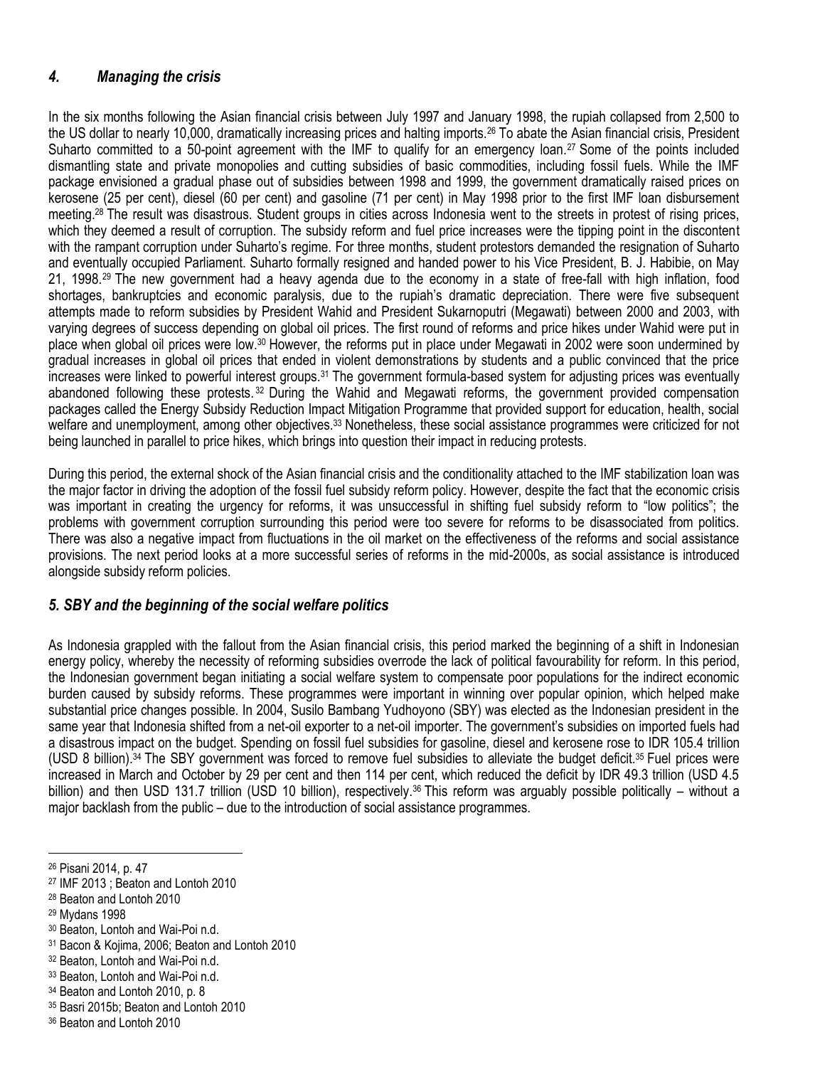## *4. Managing the crisis*

In the six months following the Asian financial crisis between July 1997 and January 1998, the rupiah collapsed from 2,500 to the US dollar to nearly 10,000, dramatically increasing prices and halting imports.[26] To abate the Asian financial crisis, President Suharto committed to a 50-point agreement with the IMF to qualify for an emergency loan.[27] Some of the points included dismantling state and private monopolies and cutting subsidies of basic commodities, including fossil fuels. While the IMF package envisioned a gradual phase out of subsidies between 1998 and 1999, the government dramatically raised prices on kerosene (25 per cent), diesel (60 per cent) and gasoline (71 per cent) in May 1998 prior to the first IMF loan disbursement meeting.[28] The result was disastrous. Student groups in cities across Indonesia went to the streets in protest of rising prices, which they deemed a result of corruption. The subsidy reform and fuel price increases were the tipping point in the discontent with the rampant corruption under Suharto's regime. For three months, student protestors demanded the resignation of Suharto and eventually occupied Parliament. Suharto formally resigned and handed power to his Vice President, B. J. Habibie, on May 21, 1998.[29] The new government had a heavy agenda due to the economy in a state of free-fall with high inflation, food shortages, bankruptcies and economic paralysis, due to the rupiah's dramatic depreciation. There were five subsequent attempts made to reform subsidies by President Wahid and President Sukarnoputri (Megawati) between 2000 and 2003, with varying degrees of success depending on global oil prices. The first round of reforms and price hikes under Wahid were put in place when global oil prices were low.[30] However, the reforms put in place under Megawati in 2002 were soon undermined by gradual increases in global oil prices that ended in violent demonstrations by students and a public convinced that the price increases were linked to powerful interest groups.[31] The government formula-based system for adjusting prices was eventually abandoned following these protests.[32] During the Wahid and Megawati reforms, the government provided compensation packages called the Energy Subsidy Reduction Impact Mitigation Programme that provided support for education, health, social welfare and unemployment, among other objectives.[33] Nonetheless, these social assistance programmes were criticized for not being launched in parallel to price hikes, which brings into question their impact in reducing protests.

During this period, the external shock of the Asian financial crisis and the conditionality attached to the IMF stabilization loan was the major factor in driving the adoption of the fossil fuel subsidy reform policy. However, despite the fact that the economic crisis was important in creating the urgency for reforms, it was unsuccessful in shifting fuel subsidy reform to "low politics"; the problems with government corruption surrounding this period were too severe for reforms to be disassociated from politics. There was also a negative impact from fluctuations in the oil market on the effectiveness of the reforms and social assistance provisions. The next period looks at a more successful series of reforms in the mid-2000s, as social assistance is introduced alongside subsidy reform policies.

## *5. SBY and the beginning of the social welfare politics*

As Indonesia grappled with the fallout from the Asian financial crisis, this period marked the beginning of a shift in Indonesian energy policy, whereby the necessity of reforming subsidies overrode the lack of political favourability for reform. In this period, the Indonesian government began initiating a social welfare system to compensate poor populations for the indirect economic burden caused by subsidy reforms. These programmes were important in winning over popular opinion, which helped make substantial price changes possible. In 2004, Susilo Bambang Yudhoyono (SBY) was elected as the Indonesian president in the same year that Indonesia shifted from a net-oil exporter to a net-oil importer. The government's subsidies on imported fuels had a disastrous impact on the budget. Spending on fossil fuel subsidies for gasoline, diesel and kerosene rose to IDR 105.4 trillion (USD 8 billion).[34] The SBY government was forced to remove fuel subsidies to alleviate the budget deficit.[35] Fuel prices were increased in March and October by 29 per cent and then 114 per cent, which reduced the deficit by IDR 49.3 trillion (USD 4.5 billion) and then USD 131.7 trillion (USD 10 billion), respectively.[36] This reform was arguably possible politically – without a major backlash from the public – due to the introduction of social assistance programmes.

---

[26] Pisani 2014, p. 47

[27] IMF 2013 ; Beaton and Lontoh 2010

[28] Beaton and Lontoh 2010

[29] Mydans 1998

[30] Beaton, Lontoh and Wai-Poi n.d.

[31] Bacon & Kojima, 2006; Beaton and Lontoh 2010

[32] Beaton, Lontoh and Wai-Poi n.d.

[33] Beaton, Lontoh and Wai-Poi n.d.

[34] Beaton and Lontoh 2010, p. 8

[35] Basri 2015b; Beaton and Lontoh 2010

[36] Beaton and Lontoh 2010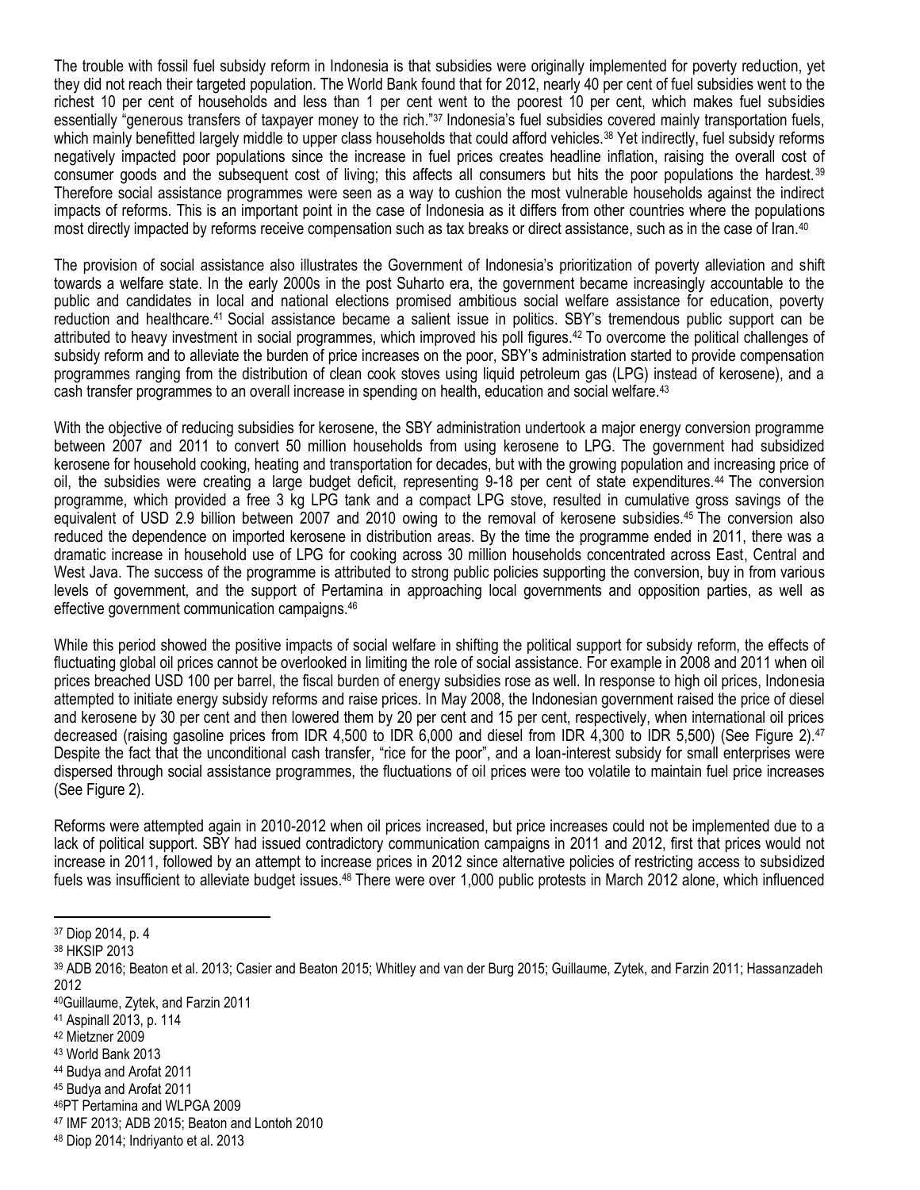The trouble with fossil fuel subsidy reform in Indonesia is that subsidies were originally implemented for poverty reduction, yet they did not reach their targeted population. The World Bank found that for 2012, nearly 40 per cent of fuel subsidies went to the richest 10 per cent of households and less than 1 per cent went to the poorest 10 per cent, which makes fuel subsidies essentially "generous transfers of taxpayer money to the rich."[37] Indonesia's fuel subsidies covered mainly transportation fuels, which mainly benefitted largely middle to upper class households that could afford vehicles.[38] Yet indirectly, fuel subsidy reforms negatively impacted poor populations since the increase in fuel prices creates headline inflation, raising the overall cost of consumer goods and the subsequent cost of living; this affects all consumers but hits the poor populations the hardest.[39] Therefore social assistance programmes were seen as a way to cushion the most vulnerable households against the indirect impacts of reforms. This is an important point in the case of Indonesia as it differs from other countries where the populations most directly impacted by reforms receive compensation such as tax breaks or direct assistance, such as in the case of Iran.[40]

The provision of social assistance also illustrates the Government of Indonesia's prioritization of poverty alleviation and shift towards a welfare state. In the early 2000s in the post Suharto era, the government became increasingly accountable to the public and candidates in local and national elections promised ambitious social welfare assistance for education, poverty reduction and healthcare.[41] Social assistance became a salient issue in politics. SBY's tremendous public support can be attributed to heavy investment in social programmes, which improved his poll figures.[42] To overcome the political challenges of subsidy reform and to alleviate the burden of price increases on the poor, SBY's administration started to provide compensation programmes ranging from the distribution of clean cook stoves using liquid petroleum gas (LPG) instead of kerosene), and a cash transfer programmes to an overall increase in spending on health, education and social welfare.[43]

With the objective of reducing subsidies for kerosene, the SBY administration undertook a major energy conversion programme between 2007 and 2011 to convert 50 million households from using kerosene to LPG. The government had subsidized kerosene for household cooking, heating and transportation for decades, but with the growing population and increasing price of oil, the subsidies were creating a large budget deficit, representing 9-18 per cent of state expenditures.[44] The conversion programme, which provided a free 3 kg LPG tank and a compact LPG stove, resulted in cumulative gross savings of the equivalent of USD 2.9 billion between 2007 and 2010 owing to the removal of kerosene subsidies.[45] The conversion also reduced the dependence on imported kerosene in distribution areas. By the time the programme ended in 2011, there was a dramatic increase in household use of LPG for cooking across 30 million households concentrated across East, Central and West Java. The success of the programme is attributed to strong public policies supporting the conversion, buy in from various levels of government, and the support of Pertamina in approaching local governments and opposition parties, as well as effective government communication campaigns.[46]

While this period showed the positive impacts of social welfare in shifting the political support for subsidy reform, the effects of fluctuating global oil prices cannot be overlooked in limiting the role of social assistance. For example in 2008 and 2011 when oil prices breached USD 100 per barrel, the fiscal burden of energy subsidies rose as well. In response to high oil prices, Indonesia attempted to initiate energy subsidy reforms and raise prices. In May 2008, the Indonesian government raised the price of diesel and kerosene by 30 per cent and then lowered them by 20 per cent and 15 per cent, respectively, when international oil prices decreased (raising gasoline prices from IDR 4,500 to IDR 6,000 and diesel from IDR 4,300 to IDR 5,500) (See Figure 2).[47] Despite the fact that the unconditional cash transfer, "rice for the poor", and a loan-interest subsidy for small enterprises were dispersed through social assistance programmes, the fluctuations of oil prices were too volatile to maintain fuel price increases (See Figure 2).

Reforms were attempted again in 2010-2012 when oil prices increased, but price increases could not be implemented due to a lack of political support. SBY had issued contradictory communication campaigns in 2011 and 2012, first that prices would not increase in 2011, followed by an attempt to increase prices in 2012 since alternative policies of restricting access to subsidized fuels was insufficient to alleviate budget issues.[48] There were over 1,000 public protests in March 2012 alone, which influenced

---

[37] Diop 2014, p. 4

[38] HKSIP 2013

[39] ADB 2016; Beaton et al. 2013; Casier and Beaton 2015; Whitley and van der Burg 2015; Guillaume, Zytek, and Farzin 2011; Hassanzadeh 2012

[40] Guillaume, Zytek, and Farzin 2011

[41] Aspinall 2013, p. 114

[42] Mietzner 2009

[43] World Bank 2013

[44] Budya and Arofat 2011

[45] Budya and Arofat 2011

[46] PT Pertamina and WLPGA 2009

[47] IMF 2013; ADB 2015; Beaton and Lontoh 2010

[48] Diop 2014; Indriyanto et al. 2013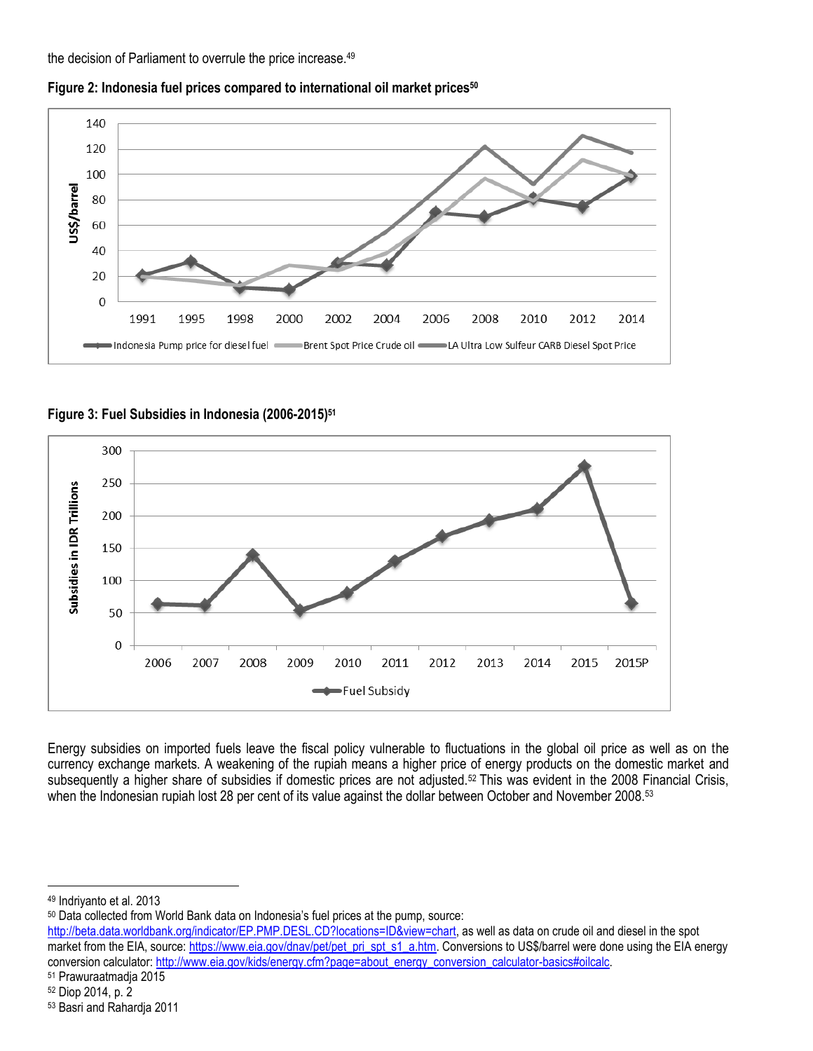the decision of Parliament to overrule the price increase.[49]

**Figure 2: Indonesia fuel prices compared to international oil market prices[50]**

**Figure 3: Fuel Subsidies in Indonesia (2006-2015)[51]**

Energy subsidies on imported fuels leave the fiscal policy vulnerable to fluctuations in the global oil price as well as on the currency exchange markets. A weakening of the rupiah means a higher price of energy products on the domestic market and subsequently a higher share of subsidies if domestic prices are not adjusted.[52] This was evident in the 2008 Financial Crisis, when the Indonesian rupiah lost 28 per cent of its value against the dollar between October and November 2008.[53]

---

[49] Indriyanto et al. 2013

[50] Data collected from World Bank data on Indonesia's fuel prices at the pump, source: http://beta.data.worldbank.org/indicator/EP.PMP.DESL.CD?locations=ID&view=chart, as well as data on crude oil and diesel in the spot market from the EIA, source: https://www.eia.gov/dnav/pet/pet_pri_spt_s1_a.htm. Conversions to US$/barrel were done using the EIA energy conversion calculator: http://www.eia.gov/kids/energy.cfm?page=about_energy_conversion_calculator-basics#oilcalc.

[51] Prawuraatmadja 2015

[52] Diop 2014, p. 2

[53] Basri and Rahardja 2011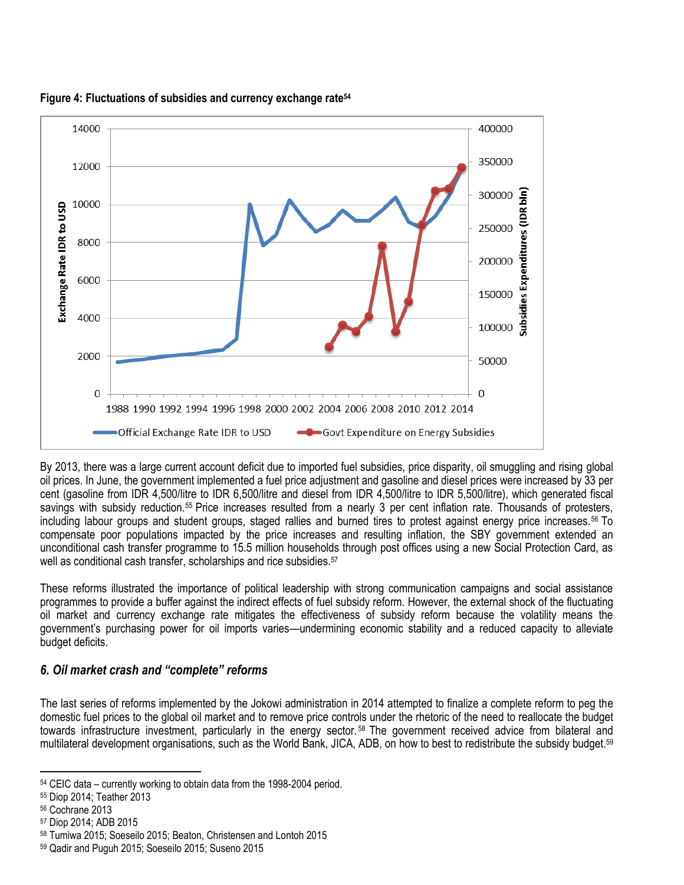**Figure 4: Fluctuations of subsidies and currency exchange rate**[54]

By 2013, there was a large current account deficit due to imported fuel subsidies, price disparity, oil smuggling and rising global oil prices. In June, the government implemented a fuel price adjustment and gasoline and diesel prices were increased by 33 per cent (gasoline from IDR 4,500/litre to IDR 6,500/litre and diesel from IDR 4,500/litre to IDR 5,500/litre), which generated fiscal savings with subsidy reduction.[55] Price increases resulted from a nearly 3 per cent inflation rate. Thousands of protesters, including labour groups and student groups, staged rallies and burned tires to protest against energy price increases.[56] To compensate poor populations impacted by the price increases and resulting inflation, the SBY government extended an unconditional cash transfer programme to 15.5 million households through post offices using a new Social Protection Card, as well as conditional cash transfer, scholarships and rice subsidies.[57]

These reforms illustrated the importance of political leadership with strong communication campaigns and social assistance programmes to provide a buffer against the indirect effects of fuel subsidy reform. However, the external shock of the fluctuating oil market and currency exchange rate mitigates the effectiveness of subsidy reform because the volatility means the government's purchasing power for oil imports varies—undermining economic stability and a reduced capacity to alleviate budget deficits.

### *6. Oil market crash and "complete" reforms*

The last series of reforms implemented by the Jokowi administration in 2014 attempted to finalize a complete reform to peg the domestic fuel prices to the global oil market and to remove price controls under the rhetoric of the need to reallocate the budget towards infrastructure investment, particularly in the energy sector.[58] The government received advice from bilateral and multilateral development organisations, such as the World Bank, JICA, ADB, on how to best to redistribute the subsidy budget.[59]

---

[54] CEIC data – currently working to obtain data from the 1998-2004 period.
[55] Diop 2014; Teather 2013
[56] Cochrane 2013
[57] Diop 2014; ADB 2015
[58] Tumiwa 2015; Soeseilo 2015; Beaton, Christensen and Lontoh 2015
[59] Qadir and Puguh 2015; Soeseilo 2015; Suseno 2015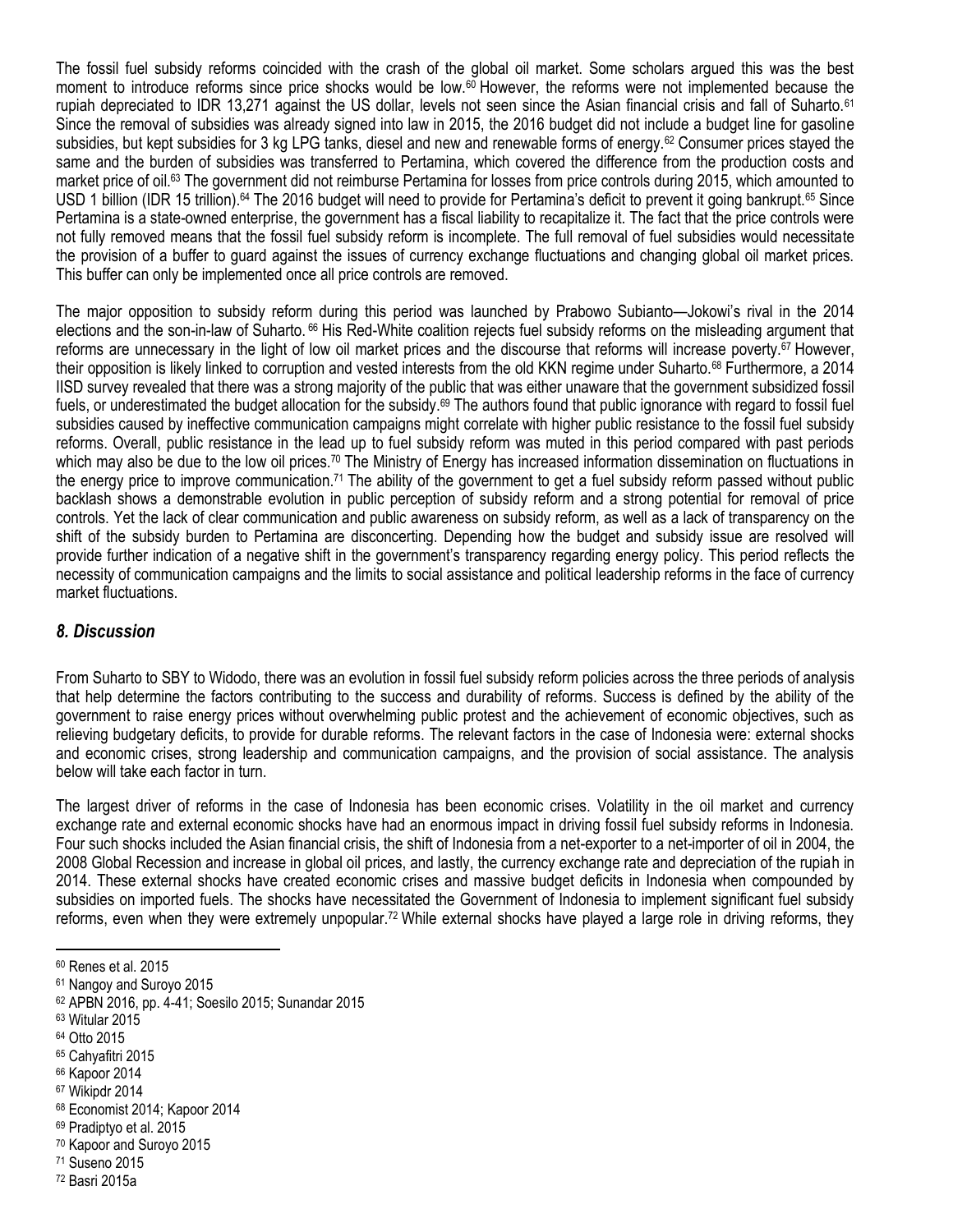The fossil fuel subsidy reforms coincided with the crash of the global oil market. Some scholars argued this was the best moment to introduce reforms since price shocks would be low.[60] However, the reforms were not implemented because the rupiah depreciated to IDR 13,271 against the US dollar, levels not seen since the Asian financial crisis and fall of Suharto.[61] Since the removal of subsidies was already signed into law in 2015, the 2016 budget did not include a budget line for gasoline subsidies, but kept subsidies for 3 kg LPG tanks, diesel and new and renewable forms of energy.[62] Consumer prices stayed the same and the burden of subsidies was transferred to Pertamina, which covered the difference from the production costs and market price of oil.[63] The government did not reimburse Pertamina for losses from price controls during 2015, which amounted to USD 1 billion (IDR 15 trillion).[64] The 2016 budget will need to provide for Pertamina's deficit to prevent it going bankrupt.[65] Since Pertamina is a state-owned enterprise, the government has a fiscal liability to recapitalize it. The fact that the price controls were not fully removed means that the fossil fuel subsidy reform is incomplete. The full removal of fuel subsidies would necessitate the provision of a buffer to guard against the issues of currency exchange fluctuations and changing global oil market prices. This buffer can only be implemented once all price controls are removed.

The major opposition to subsidy reform during this period was launched by Prabowo Subianto—Jokowi's rival in the 2014 elections and the son-in-law of Suharto.[66] His Red-White coalition rejects fuel subsidy reforms on the misleading argument that reforms are unnecessary in the light of low oil market prices and the discourse that reforms will increase poverty.[67] However, their opposition is likely linked to corruption and vested interests from the old KKN regime under Suharto.[68] Furthermore, a 2014 IISD survey revealed that there was a strong majority of the public that was either unaware that the government subsidized fossil fuels, or underestimated the budget allocation for the subsidy.[69] The authors found that public ignorance with regard to fossil fuel subsidies caused by ineffective communication campaigns might correlate with higher public resistance to the fossil fuel subsidy reforms. Overall, public resistance in the lead up to fuel subsidy reform was muted in this period compared with past periods which may also be due to the low oil prices.[70] The Ministry of Energy has increased information dissemination on fluctuations in the energy price to improve communication.[71] The ability of the government to get a fuel subsidy reform passed without public backlash shows a demonstrable evolution in public perception of subsidy reform and a strong potential for removal of price controls. Yet the lack of clear communication and public awareness on subsidy reform, as well as a lack of transparency on the shift of the subsidy burden to Pertamina are disconcerting. Depending how the budget and subsidy issue are resolved will provide further indication of a negative shift in the government's transparency regarding energy policy. This period reflects the necessity of communication campaigns and the limits to social assistance and political leadership reforms in the face of currency market fluctuations.

## *8. Discussion*

From Suharto to SBY to Widodo, there was an evolution in fossil fuel subsidy reform policies across the three periods of analysis that help determine the factors contributing to the success and durability of reforms. Success is defined by the ability of the government to raise energy prices without overwhelming public protest and the achievement of economic objectives, such as relieving budgetary deficits, to provide for durable reforms. The relevant factors in the case of Indonesia were: external shocks and economic crises, strong leadership and communication campaigns, and the provision of social assistance. The analysis below will take each factor in turn.

The largest driver of reforms in the case of Indonesia has been economic crises. Volatility in the oil market and currency exchange rate and external economic shocks have had an enormous impact in driving fossil fuel subsidy reforms in Indonesia. Four such shocks included the Asian financial crisis, the shift of Indonesia from a net-exporter to a net-importer of oil in 2004, the 2008 Global Recession and increase in global oil prices, and lastly, the currency exchange rate and depreciation of the rupiah in 2014. These external shocks have created economic crises and massive budget deficits in Indonesia when compounded by subsidies on imported fuels. The shocks have necessitated the Government of Indonesia to implement significant fuel subsidy reforms, even when they were extremely unpopular.[72] While external shocks have played a large role in driving reforms, they

---

[60] Renes et al. 2015
[61] Nangoy and Suroyo 2015
[62] APBN 2016, pp. 4-41; Soesilo 2015; Sunandar 2015
[63] Witular 2015
[64] Otto 2015
[65] Cahyafitri 2015
[66] Kapoor 2014
[67] Wikipdr 2014
[68] Economist 2014; Kapoor 2014
[69] Pradiptyo et al. 2015
[70] Kapoor and Suroyo 2015
[71] Suseno 2015
[72] Basri 2015a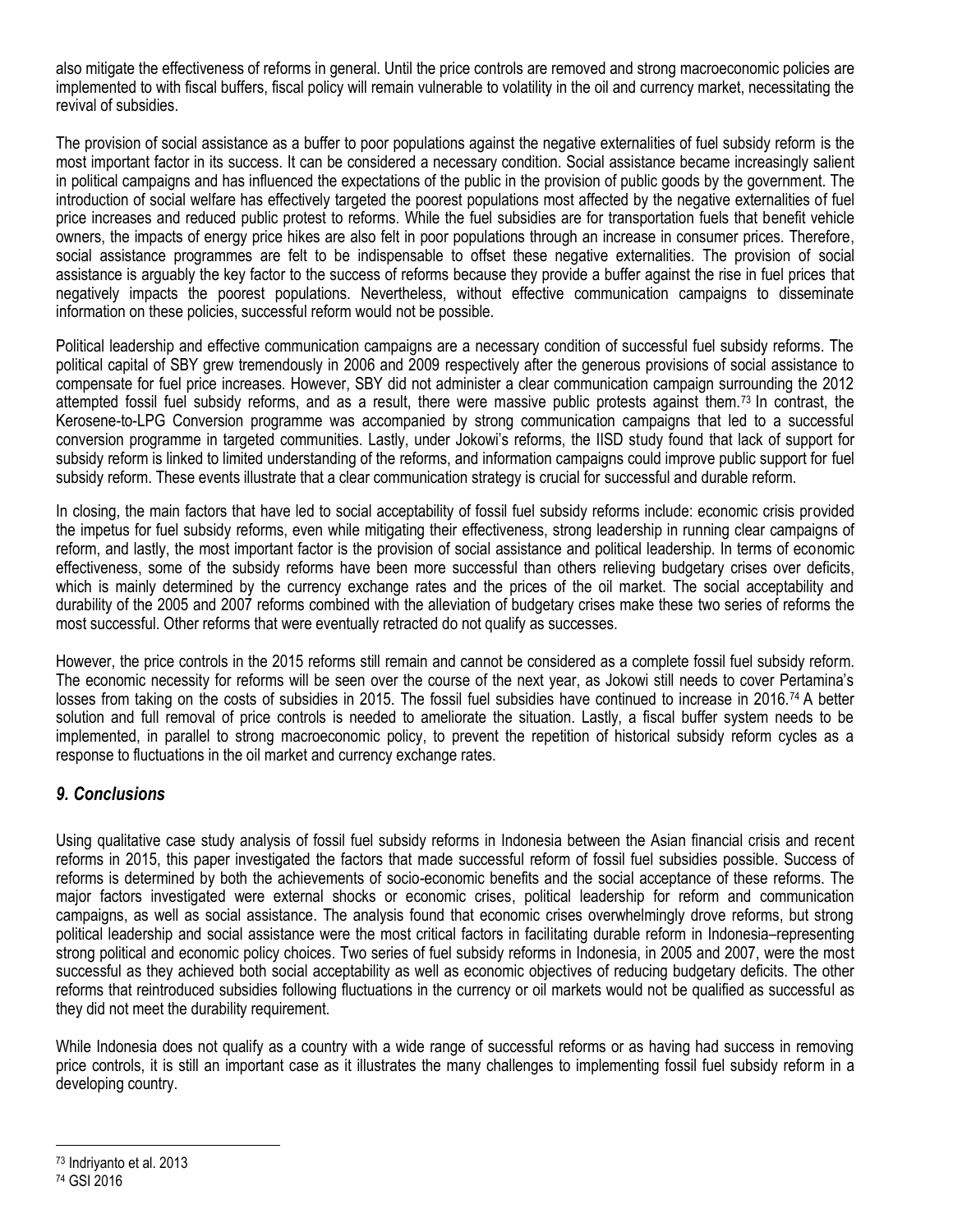also mitigate the effectiveness of reforms in general. Until the price controls are removed and strong macroeconomic policies are implemented to with fiscal buffers, fiscal policy will remain vulnerable to volatility in the oil and currency market, necessitating the revival of subsidies.

The provision of social assistance as a buffer to poor populations against the negative externalities of fuel subsidy reform is the most important factor in its success. It can be considered a necessary condition. Social assistance became increasingly salient in political campaigns and has influenced the expectations of the public in the provision of public goods by the government. The introduction of social welfare has effectively targeted the poorest populations most affected by the negative externalities of fuel price increases and reduced public protest to reforms. While the fuel subsidies are for transportation fuels that benefit vehicle owners, the impacts of energy price hikes are also felt in poor populations through an increase in consumer prices. Therefore, social assistance programmes are felt to be indispensable to offset these negative externalities. The provision of social assistance is arguably the key factor to the success of reforms because they provide a buffer against the rise in fuel prices that negatively impacts the poorest populations. Nevertheless, without effective communication campaigns to disseminate information on these policies, successful reform would not be possible.

Political leadership and effective communication campaigns are a necessary condition of successful fuel subsidy reforms. The political capital of SBY grew tremendously in 2006 and 2009 respectively after the generous provisions of social assistance to compensate for fuel price increases. However, SBY did not administer a clear communication campaign surrounding the 2012 attempted fossil fuel subsidy reforms, and as a result, there were massive public protests against them.[73] In contrast, the Kerosene-to-LPG Conversion programme was accompanied by strong communication campaigns that led to a successful conversion programme in targeted communities. Lastly, under Jokowi's reforms, the IISD study found that lack of support for subsidy reform is linked to limited understanding of the reforms, and information campaigns could improve public support for fuel subsidy reform. These events illustrate that a clear communication strategy is crucial for successful and durable reform.

In closing, the main factors that have led to social acceptability of fossil fuel subsidy reforms include: economic crisis provided the impetus for fuel subsidy reforms, even while mitigating their effectiveness, strong leadership in running clear campaigns of reform, and lastly, the most important factor is the provision of social assistance and political leadership. In terms of economic effectiveness, some of the subsidy reforms have been more successful than others relieving budgetary crises over deficits, which is mainly determined by the currency exchange rates and the prices of the oil market. The social acceptability and durability of the 2005 and 2007 reforms combined with the alleviation of budgetary crises make these two series of reforms the most successful. Other reforms that were eventually retracted do not qualify as successes.

However, the price controls in the 2015 reforms still remain and cannot be considered as a complete fossil fuel subsidy reform. The economic necessity for reforms will be seen over the course of the next year, as Jokowi still needs to cover Pertamina's losses from taking on the costs of subsidies in 2015. The fossil fuel subsidies have continued to increase in 2016.[74] A better solution and full removal of price controls is needed to ameliorate the situation. Lastly, a fiscal buffer system needs to be implemented, in parallel to strong macroeconomic policy, to prevent the repetition of historical subsidy reform cycles as a response to fluctuations in the oil market and currency exchange rates.

## *9. Conclusions*

Using qualitative case study analysis of fossil fuel subsidy reforms in Indonesia between the Asian financial crisis and recent reforms in 2015, this paper investigated the factors that made successful reform of fossil fuel subsidies possible. Success of reforms is determined by both the achievements of socio-economic benefits and the social acceptance of these reforms. The major factors investigated were external shocks or economic crises, political leadership for reform and communication campaigns, as well as social assistance. The analysis found that economic crises overwhelmingly drove reforms, but strong political leadership and social assistance were the most critical factors in facilitating durable reform in Indonesia–representing strong political and economic policy choices. Two series of fuel subsidy reforms in Indonesia, in 2005 and 2007, were the most successful as they achieved both social acceptability as well as economic objectives of reducing budgetary deficits. The other reforms that reintroduced subsidies following fluctuations in the currency or oil markets would not be qualified as successful as they did not meet the durability requirement.

While Indonesia does not qualify as a country with a wide range of successful reforms or as having had success in removing price controls, it is still an important case as it illustrates the many challenges to implementing fossil fuel subsidy reform in a developing country.

[73] Indriyanto et al. 2013

[74] GSI 2016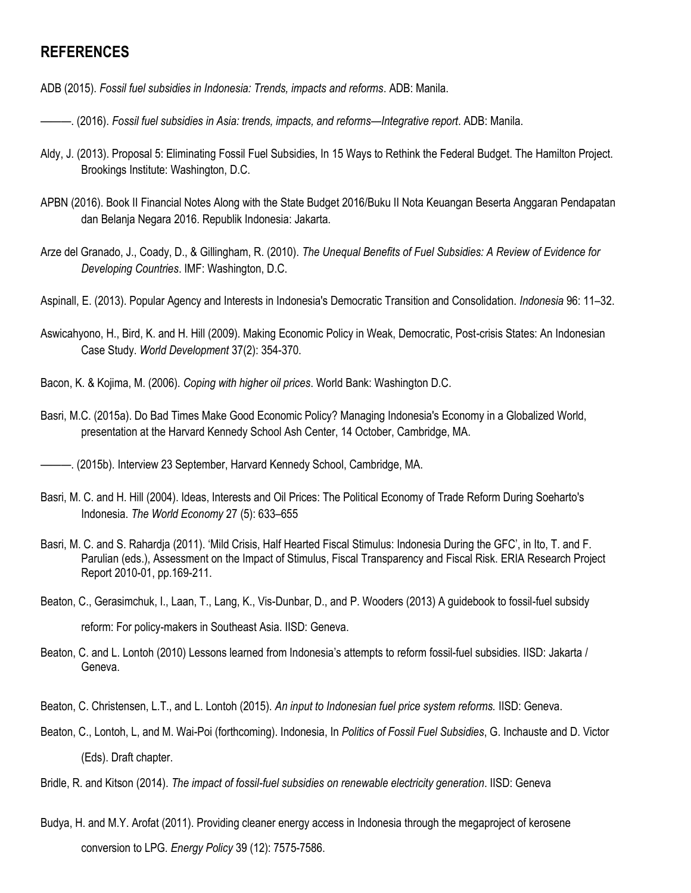## REFERENCES

ADB (2015). *Fossil fuel subsidies in Indonesia: Trends, impacts and reforms*. ADB: Manila.

———. (2016). *Fossil fuel subsidies in Asia: trends, impacts, and reforms—Integrative report*. ADB: Manila.

Aldy, J. (2013). Proposal 5: Eliminating Fossil Fuel Subsidies, In 15 Ways to Rethink the Federal Budget. The Hamilton Project. Brookings Institute: Washington, D.C.

APBN (2016). Book II Financial Notes Along with the State Budget 2016/Buku II Nota Keuangan Beserta Anggaran Pendapatan dan Belanja Negara 2016. Republik Indonesia: Jakarta.

Arze del Granado, J., Coady, D., & Gillingham, R. (2010). *The Unequal Benefits of Fuel Subsidies: A Review of Evidence for Developing Countries*. IMF: Washington, D.C.

Aspinall, E. (2013). Popular Agency and Interests in Indonesia's Democratic Transition and Consolidation. *Indonesia* 96: 11–32.

Aswicahyono, H., Bird, K. and H. Hill (2009). Making Economic Policy in Weak, Democratic, Post-crisis States: An Indonesian Case Study. *World Development* 37(2): 354-370.

Bacon, K. & Kojima, M. (2006). *Coping with higher oil prices*. World Bank: Washington D.C.

Basri, M.C. (2015a). Do Bad Times Make Good Economic Policy? Managing Indonesia's Economy in a Globalized World, presentation at the Harvard Kennedy School Ash Center, 14 October, Cambridge, MA.

———. (2015b). Interview 23 September, Harvard Kennedy School, Cambridge, MA.

Basri, M. C. and H. Hill (2004). Ideas, Interests and Oil Prices: The Political Economy of Trade Reform During Soeharto's Indonesia. *The World Economy* 27 (5): 633–655

Basri, M. C. and S. Rahardja (2011). 'Mild Crisis, Half Hearted Fiscal Stimulus: Indonesia During the GFC', in Ito, T. and F. Parulian (eds.), Assessment on the Impact of Stimulus, Fiscal Transparency and Fiscal Risk. ERIA Research Project Report 2010-01, pp.169-211.

Beaton, C., Gerasimchuk, I., Laan, T., Lang, K., Vis-Dunbar, D., and P. Wooders (2013) A guidebook to fossil-fuel subsidy reform: For policy-makers in Southeast Asia. IISD: Geneva.

Beaton, C. and L. Lontoh (2010) Lessons learned from Indonesia's attempts to reform fossil-fuel subsidies. IISD: Jakarta / Geneva.

Beaton, C. Christensen, L.T., and L. Lontoh (2015). *An input to Indonesian fuel price system reforms.* IISD: Geneva.

Beaton, C., Lontoh, L, and M. Wai-Poi (forthcoming). Indonesia, In *Politics of Fossil Fuel Subsidies*, G. Inchauste and D. Victor (Eds). Draft chapter.

Bridle, R. and Kitson (2014). *The impact of fossil-fuel subsidies on renewable electricity generation*. IISD: Geneva

Budya, H. and M.Y. Arofat (2011). Providing cleaner energy access in Indonesia through the megaproject of kerosene conversion to LPG. *Energy Policy* 39 (12): 7575-7586.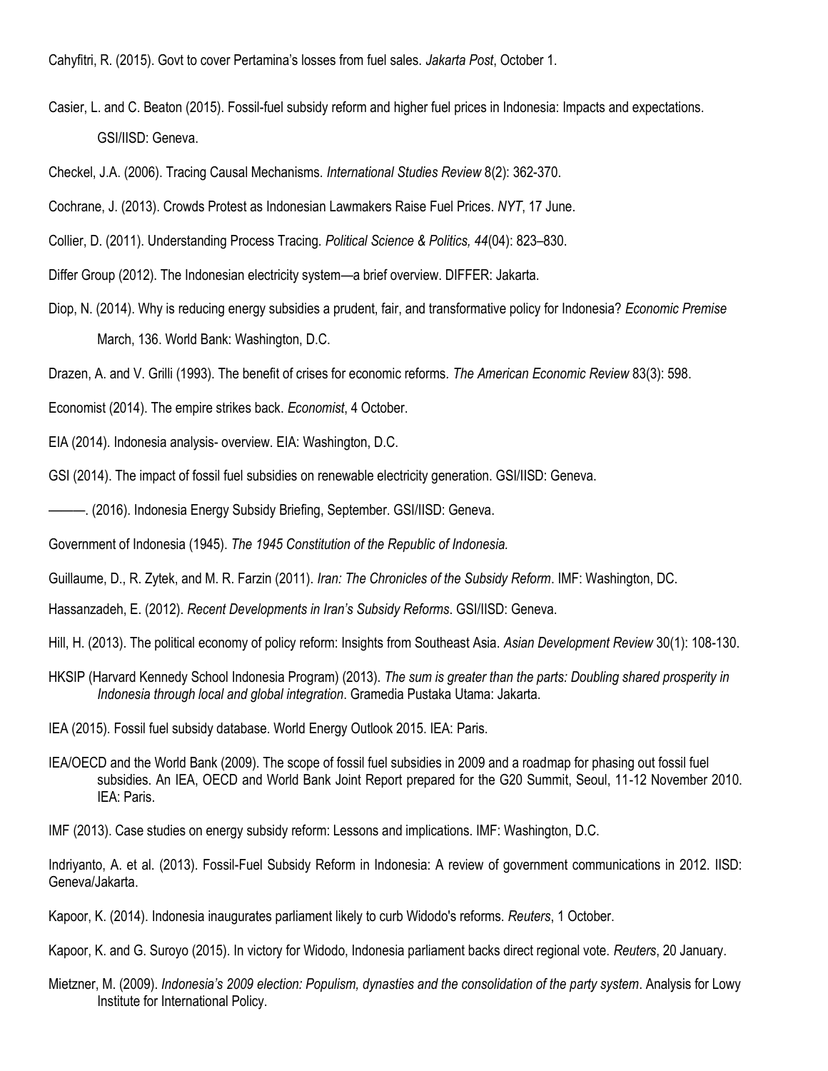Cahyfitri, R. (2015). Govt to cover Pertamina's losses from fuel sales. *Jakarta Post*, October 1.

Casier, L. and C. Beaton (2015). Fossil-fuel subsidy reform and higher fuel prices in Indonesia: Impacts and expectations. GSI/IISD: Geneva.

Checkel, J.A. (2006). Tracing Causal Mechanisms. *International Studies Review* 8(2): 362-370.

Cochrane, J. (2013). Crowds Protest as Indonesian Lawmakers Raise Fuel Prices. *NYT*, 17 June.

Collier, D. (2011). Understanding Process Tracing. *Political Science & Politics, 44*(04): 823–830.

Differ Group (2012). The Indonesian electricity system—a brief overview. DIFFER: Jakarta.

Diop, N. (2014). Why is reducing energy subsidies a prudent, fair, and transformative policy for Indonesia? *Economic Premise* March, 136. World Bank: Washington, D.C.

Drazen, A. and V. Grilli (1993). The benefit of crises for economic reforms. *The American Economic Review* 83(3): 598.

Economist (2014). The empire strikes back. *Economist*, 4 October.

EIA (2014). Indonesia analysis- overview. EIA: Washington, D.C.

GSI (2014). The impact of fossil fuel subsidies on renewable electricity generation. GSI/IISD: Geneva.

———. (2016). Indonesia Energy Subsidy Briefing, September. GSI/IISD: Geneva.

Government of Indonesia (1945). *The 1945 Constitution of the Republic of Indonesia.*

Guillaume, D., R. Zytek, and M. R. Farzin (2011). *Iran: The Chronicles of the Subsidy Reform*. IMF: Washington, DC.

Hassanzadeh, E. (2012). *Recent Developments in Iran's Subsidy Reforms*. GSI/IISD: Geneva.

Hill, H. (2013). The political economy of policy reform: Insights from Southeast Asia. *Asian Development Review* 30(1): 108-130.

HKSIP (Harvard Kennedy School Indonesia Program) (2013). *The sum is greater than the parts: Doubling shared prosperity in Indonesia through local and global integration*. Gramedia Pustaka Utama: Jakarta.

IEA (2015). Fossil fuel subsidy database. World Energy Outlook 2015. IEA: Paris.

IEA/OECD and the World Bank (2009). The scope of fossil fuel subsidies in 2009 and a roadmap for phasing out fossil fuel subsidies. An IEA, OECD and World Bank Joint Report prepared for the G20 Summit, Seoul, 11-12 November 2010. IEA: Paris.

IMF (2013). Case studies on energy subsidy reform: Lessons and implications. IMF: Washington, D.C.

Indriyanto, A. et al. (2013). Fossil-Fuel Subsidy Reform in Indonesia: A review of government communications in 2012. IISD: Geneva/Jakarta.

Kapoor, K. (2014). Indonesia inaugurates parliament likely to curb Widodo's reforms. *Reuters*, 1 October.

Kapoor, K. and G. Suroyo (2015). In victory for Widodo, Indonesia parliament backs direct regional vote. *Reuters*, 20 January.

Mietzner, M. (2009). *Indonesia's 2009 election: Populism, dynasties and the consolidation of the party system*. Analysis for Lowy Institute for International Policy.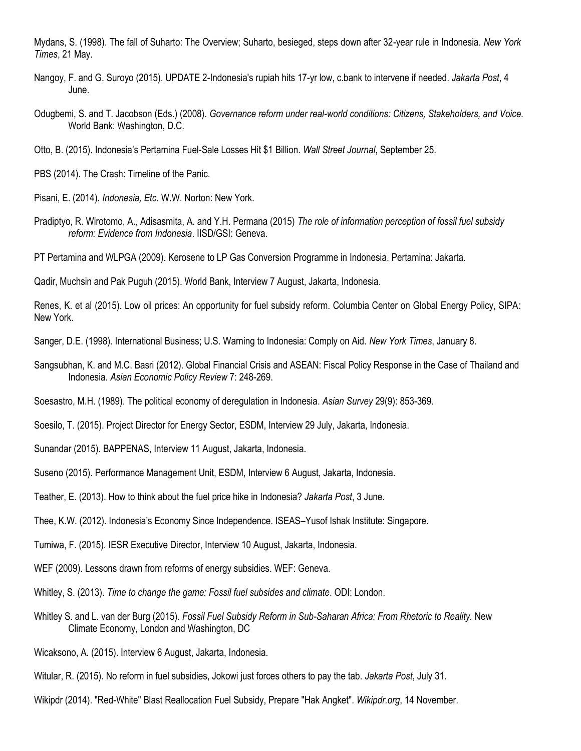Mydans, S. (1998). The fall of Suharto: The Overview; Suharto, besieged, steps down after 32-year rule in Indonesia. *New York Times*, 21 May.

Nangoy, F. and G. Suroyo (2015). UPDATE 2-Indonesia's rupiah hits 17-yr low, c.bank to intervene if needed. *Jakarta Post*, 4 June.

Odugbemi, S. and T. Jacobson (Eds.) (2008). *Governance reform under real-world conditions: Citizens, Stakeholders, and Voice*. World Bank: Washington, D.C.

Otto, B. (2015). Indonesia's Pertamina Fuel-Sale Losses Hit $1 Billion. *Wall Street Journal*, September 25.

PBS (2014). The Crash: Timeline of the Panic.

Pisani, E. (2014). *Indonesia, Etc*. W.W. Norton: New York.

Pradiptyo, R. Wirotomo, A., Adisasmita, A. and Y.H. Permana (2015) *The role of information perception of fossil fuel subsidy reform: Evidence from Indonesia*. IISD/GSI: Geneva.

PT Pertamina and WLPGA (2009). Kerosene to LP Gas Conversion Programme in Indonesia. Pertamina: Jakarta.

Qadir, Muchsin and Pak Puguh (2015). World Bank, Interview 7 August, Jakarta, Indonesia.

Renes, K. et al (2015). Low oil prices: An opportunity for fuel subsidy reform. Columbia Center on Global Energy Policy, SIPA: New York.

Sanger, D.E. (1998). International Business; U.S. Warning to Indonesia: Comply on Aid. *New York Times*, January 8.

Sangsubhan, K. and M.C. Basri (2012). Global Financial Crisis and ASEAN: Fiscal Policy Response in the Case of Thailand and Indonesia. *Asian Economic Policy Review* 7: 248-269.

Soesastro, M.H. (1989). The political economy of deregulation in Indonesia. *Asian Survey* 29(9): 853-369.

Soesilo, T. (2015). Project Director for Energy Sector, ESDM, Interview 29 July, Jakarta, Indonesia.

Sunandar (2015). BAPPENAS, Interview 11 August, Jakarta, Indonesia.

Suseno (2015). Performance Management Unit, ESDM, Interview 6 August, Jakarta, Indonesia.

Teather, E. (2013). How to think about the fuel price hike in Indonesia? *Jakarta Post*, 3 June.

Thee, K.W. (2012). Indonesia's Economy Since Independence. ISEAS–Yusof Ishak Institute: Singapore.

Tumiwa, F. (2015). IESR Executive Director, Interview 10 August, Jakarta, Indonesia.

WEF (2009). Lessons drawn from reforms of energy subsidies. WEF: Geneva.

Whitley, S. (2013). *Time to change the game: Fossil fuel subsides and climate*. ODI: London.

Whitley S. and L. van der Burg (2015). *Fossil Fuel Subsidy Reform in Sub-Saharan Africa: From Rhetoric to Reality.* New Climate Economy, London and Washington, DC

Wicaksono, A. (2015). Interview 6 August, Jakarta, Indonesia.

Witular, R. (2015). No reform in fuel subsidies, Jokowi just forces others to pay the tab. *Jakarta Post*, July 31.

Wikipdr (2014). "Red-White" Blast Reallocation Fuel Subsidy, Prepare "Hak Angket". *Wikipdr.org*, 14 November.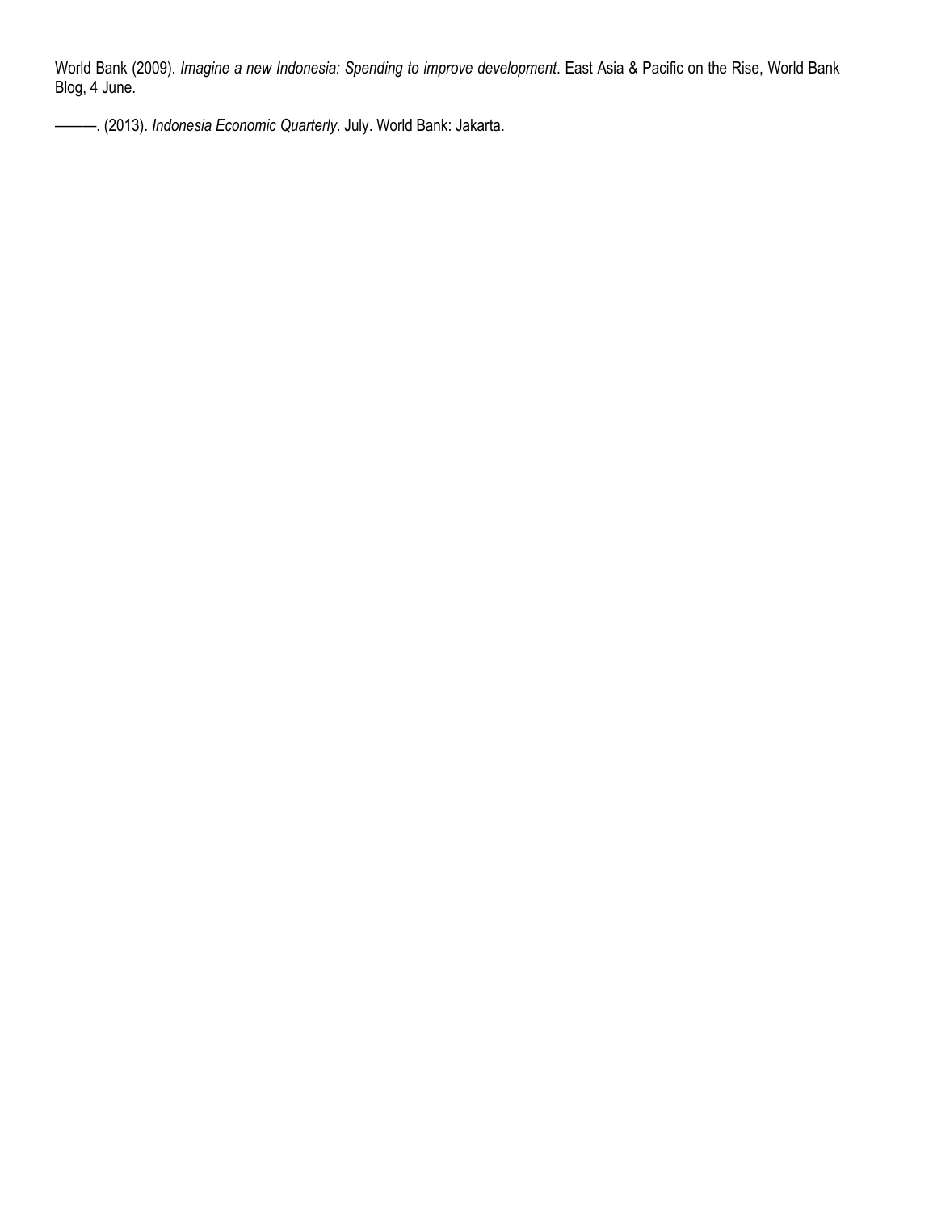World Bank (2009). *Imagine a new Indonesia: Spending to improve development*. East Asia & Pacific on the Rise, World Bank Blog, 4 June.

———. (2013). *Indonesia Economic Quarterly*. July. World Bank: Jakarta.